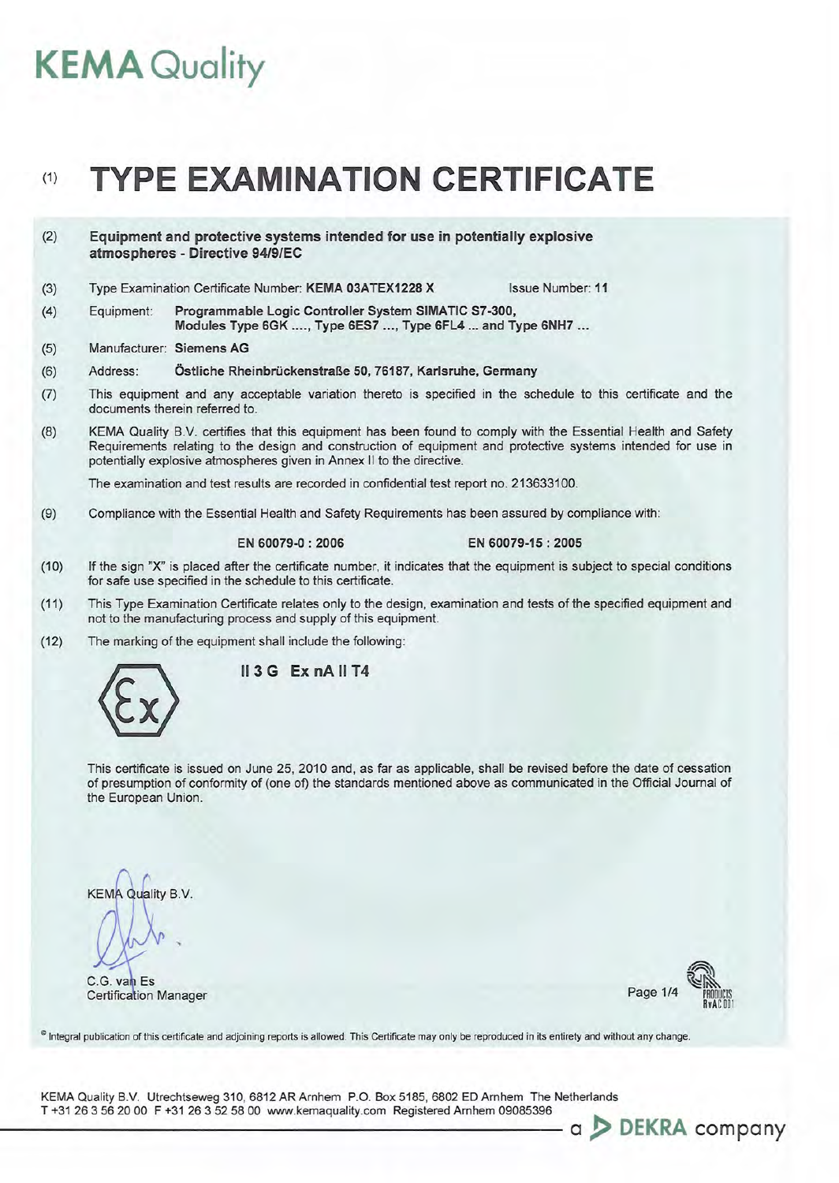# KEMA Quality

# (1) TYPE EXAMINATION CERTIFICATE

(2) **Equipment and protective systems intended for use in potentially explosive atmospheres - Directive 94/9/EC**

(3) Type Examination Certificate Number: **KEMA 03ATEX1228 X** Issue Number: **11**

(4) Equipment: **Programmable Logic Controller System SIMATIC S7-300, Modules Type 6GK ...., Type 6ES7 ..., Type 6FL4 ... and Type 6NH7 ...**

(5) Manufacturer: **Siemens AG**

(6) Address: **Östliche Rheinbrückenstraße 50, 76187, Karlsruhe, Germany**

(7) This equipment and any acceptable variation thereto is specified in the schedule to this certificate and the documents therein referred to.

(8) KEMA Quality B.V. certifies that this equipment has been found to comply with the Essential Health and Safety Requirements relating to the design and construction of equipment and protective systems intended for use in potentially explosive atmospheres given in Annex II to the directive.

The examination and test results are recorded in confidential test report no. 213633100.

(9) Compliance with the Essential Health and Safety Requirements has been assured by compliance with:

**EN 60079-0 : 2006** **EN 60079-15 : 2005**

(10) If the sign "X" is placed after the certificate number, it indicates that the equipment is subject to special conditions for safe use specified in the schedule to this certificate.

(11) This Type Examination Certificate relates only to the design, examination and tests of the specified equipment and not to the manufacturing process and supply of this equipment.

(12) The marking of the equipment shall include the following:

**II 3 G Ex nA II T4**

This certificate is issued on June 25, 2010 and, as far as applicable, shall be revised before the date of cessation of presumption of conformity of (one of) the standards mentioned above as communicated in the Official Journal of the European Union.

KEMA Quality B.V.

C.G. van Es
Certification Manager

© Integral publication of this certificate and adjoining reports is allowed. This Certificate may only be reproduced in its entirety and without any change.

KEMA Quality B.V. Utrechtseweg 310, 6812 AR Arnhem P.O. Box 5185, 6802 ED Arnhem The Netherlands
T +31 26 3 56 20 00 F +31 26 3 52 58 00 www.kemaquality.com Registered Arnhem 09085396

a DEKRA company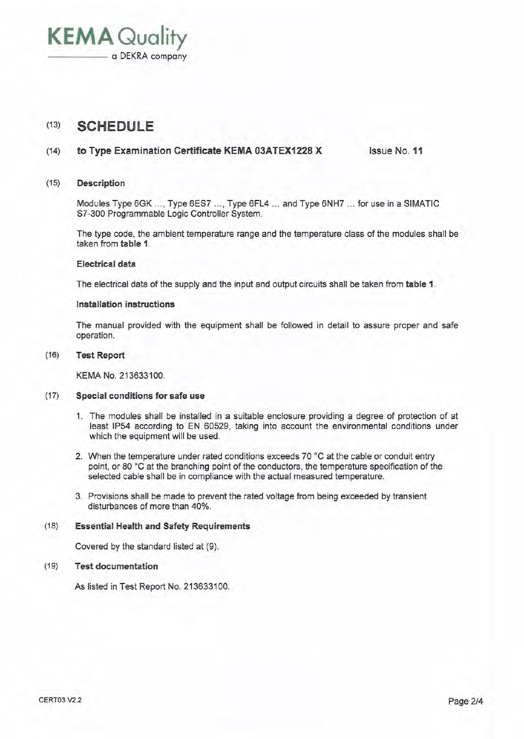**KEMA Quality**
a DEKRA company

# (13) SCHEDULE

## (14) to Type Examination Certificate KEMA 03ATEX1228 X    Issue No. 11

### (15) Description

Modules Type 6GK ..., Type 6ES7 ..., Type 6FL4 ... and Type 6NH7 ... for use in a SIMATIC S7-300 Programmable Logic Controller System.

The type code, the ambient temperature range and the temperature class of the modules shall be taken from **table 1**.

**Electrical data**

The electrical data of the supply and the input and output circuits shall be taken from **table 1**.

**Installation instructions**

The manual provided with the equipment shall be followed in detail to assure proper and safe operation.

### (16) Test Report

KEMA No. 213633100.

### (17) Special conditions for safe use

1. The modules shall be installed in a suitable enclosure providing a degree of protection of at least IP54 according to EN 60529, taking into account the environmental conditions under which the equipment will be used.
2. When the temperature under rated conditions exceeds 70 °C at the cable or conduit entry point, or 80 °C at the branching point of the conductors, the temperature specification of the selected cable shall be in compliance with the actual measured temperature.
3. Provisions shall be made to prevent the rated voltage from being exceeded by transient disturbances of more than 40%.

### (18) Essential Health and Safety Requirements

Covered by the standard listed at (9).

### (19) Test documentation

As listed in Test Report No. 213633100.

CERT03 V2.2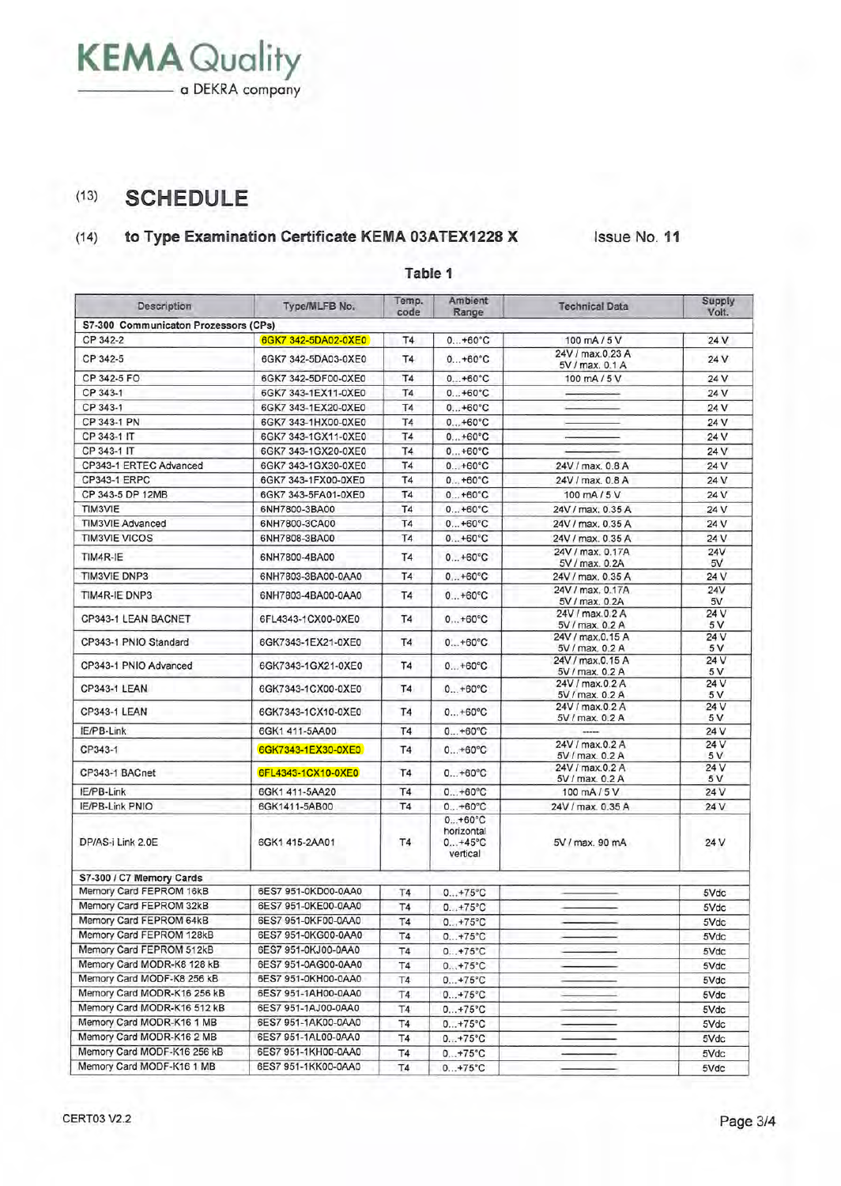KEMA Quality
a DEKRA company

(13) **SCHEDULE**

(14) **to Type Examination Certificate KEMA 03ATEX1228 X** Issue No. **11**

**Table 1**

| Description | Type/MLFB No. | Temp. code | Ambient Range | Technical Data | Supply Volt. |
|---|---|---|---|---|---|
| **S7-300 Communicaton Prozessors (CPs)** | | | | | |
| CP 342-2 | 6GK7 342-5DA02-0XE0 | T4 | 0...+60°C | 100 mA / 5 V | 24 V |
| CP 342-5 | 6GK7 342-5DA03-0XE0 | T4 | 0...+60°C | 24V / max.0.23 A<br>5V / max. 0.1 A | 24 V |
| CP 342-5 FO | 6GK7 342-5DF00-0XE0 | T4 | 0...+60°C | 100 mA / 5 V | 24 V |
| CP 343-1 | 6GK7 343-1EX11-0XE0 | T4 | 0...+60°C | ———— | 24 V |
| CP 343-1 | 6GK7 343-1EX20-0XE0 | T4 | 0...+60°C | ———— | 24 V |
| CP 343-1 PN | 6GK7 343-1HX00-0XE0 | T4 | 0...+60°C | ———— | 24 V |
| CP 343-1 IT | 6GK7 343-1GX11-0XE0 | T4 | 0...+60°C | ———— | 24 V |
| CP 343-1 IT | 6GK7 343-1GX20-0XE0 | T4 | 0...+60°C | ———— | 24 V |
| CP343-1 ERTEC Advanced | 6GK7 343-1GX30-0XE0 | T4 | 0...+60°C | 24V / max. 0.8 A | 24 V |
| CP343-1 ERPC | 6GK7 343-1FX00-0XE0 | T4 | 0...+60°C | 24V / max. 0.8 A | 24 V |
| CP 343-5 DP 12MB | 6GK7 343-5FA01-0XE0 | T4 | 0...+60°C | 100 mA / 5 V | 24 V |
| TIM3VIE | 6NH7800-3BA00 | T4 | 0...+60°C | 24V / max. 0.35 A | 24 V |
| TIM3VIE Advanced | 6NH7800-3CA00 | T4 | 0...+60°C | 24V / max. 0.35 A | 24 V |
| TIM3VIE VICOS | 6NH7808-3BA00 | T4 | 0...+60°C | 24V / max. 0.35 A | 24 V |
| TIM4R-IE | 6NH7800-4BA00 | T4 | 0...+60°C | 24V / max. 0.17A<br>5V / max. 0.2A | 24V<br>5V |
| TIM3VIE DNP3 | 6NH7803-3BA00-0AA0 | T4 | 0...+60°C | 24V / max. 0.35 A | 24 V |
| TIM4R-IE DNP3 | 6NH7803-4BA00-0AA0 | T4 | 0...+60°C | 24V / max. 0.17A<br>5V / max. 0.2A | 24V<br>5V |
| CP343-1 LEAN BACNET | 6FL4343-1CX00-0XE0 | T4 | 0...+60°C | 24V / max.0.2 A<br>5V / max. 0.2 A | 24 V<br>5 V |
| CP343-1 PNIO Standard | 6GK7343-1EX21-0XE0 | T4 | 0...+60°C | 24V / max.0.15 A<br>5V / max. 0.2 A | 24 V<br>5 V |
| CP343-1 PNIO Advanced | 6GK7343-1GX21-0XE0 | T4 | 0...+60°C | 24V / max.0.15 A<br>5V / max. 0.2 A | 24 V<br>5 V |
| CP343-1 LEAN | 6GK7343-1CX00-0XE0 | T4 | 0...+60°C | 24V / max.0.2 A<br>5V / max. 0.2 A | 24 V<br>5 V |
| CP343-1 LEAN | 6GK7343-1CX10-0XE0 | T4 | 0...+60°C | 24V / max.0.2 A<br>5V / max. 0.2 A | 24 V<br>5 V |
| IE/PB-Link | 6GK1 411-5AA00 | T4 | 0...+60°C | ----- | 24 V |
| CP343-1 | 6GK7343-1EX30-0XE0 | T4 | 0...+60°C | 24V / max.0.2 A<br>5V / max. 0.2 A | 24 V<br>5 V |
| CP343-1 BACnet | 6FL4343-1CX10-0XE0 | T4 | 0...+60°C | 24V / max.0.2 A<br>5V / max. 0.2 A | 24 V<br>5 V |
| IE/PB-Link | 6GK1 411-5AA20 | T4 | 0...+60°C | 100 mA / 5 V | 24 V |
| IE/PB-Link PNIO | 6GK1411-5AB00 | T4 | 0...+60°C | 24V / max. 0.35 A | 24 V |
| DP/AS-i Link 2.0E | 6GK1 415-2AA01 | T4 | 0...+60°C horizontal<br>0...+45°C vertical | 5V / max. 90 mA | 24 V |
| **S7-300 / C7 Memory Cards** | | | | | |
| Memory Card FEPROM 16kB | 6ES7 951-0KD00-0AA0 | T4 | 0...+75°C | ———— | 5Vdc |
| Memory Card FEPROM 32kB | 6ES7 951-0KE00-0AA0 | T4 | 0...+75°C | ———— | 5Vdc |
| Memory Card FEPROM 64kB | 6ES7 951-0KF00-0AA0 | T4 | 0...+75°C | ———— | 5Vdc |
| Memory Card FEPROM 128kB | 6ES7 951-0KG00-0AA0 | T4 | 0...+75°C | ———— | 5Vdc |
| Memory Card FEPROM 512kB | 6ES7 951-0KJ00-0AA0 | T4 | 0...+75°C | ———— | 5Vdc |
| Memory Card MODR-K8 128 kB | 6ES7 951-0AG00-0AA0 | T4 | 0...+75°C | ———— | 5Vdc |
| Memory Card MODF-K8 256 kB | 6ES7 951-0KH00-0AA0 | T4 | 0...+75°C | ———— | 5Vdc |
| Memory Card MODR-K16 256 kB | 6ES7 951-1AH00-0AA0 | T4 | 0...+75°C | ———— | 5Vdc |
| Memory Card MODR-K16 512 kB | 6ES7 951-1AJ00-0AA0 | T4 | 0...+75°C | ———— | 5Vdc |
| Memory Card MODR-K16 1 MB | 6ES7 951-1AK00-0AA0 | T4 | 0...+75°C | ———— | 5Vdc |
| Memory Card MODR-K16 2 MB | 6ES7 951-1AL00-0AA0 | T4 | 0...+75°C | ———— | 5Vdc |
| Memory Card MODF-K16 256 kB | 6ES7 951-1KH00-0AA0 | T4 | 0...+75°C | ———— | 5Vdc |
| Memory Card MODF-K16 1 MB | 6ES7 951-1KK00-0AA0 | T4 | 0...+75°C | ———— | 5Vdc |

CERT03 V2.2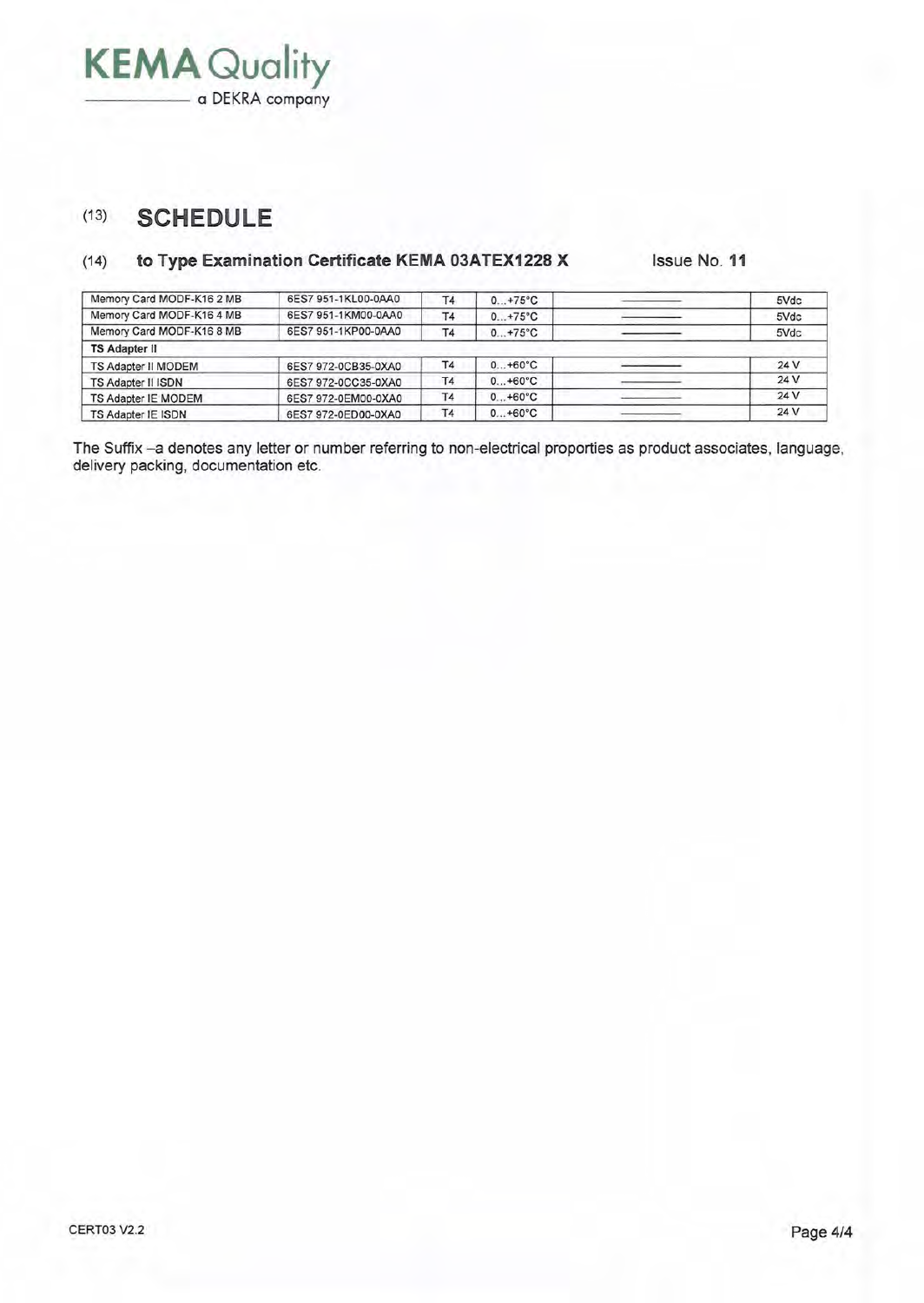(13) **SCHEDULE**

(14) **to Type Examination Certificate KEMA 03ATEX1228 X** Issue No. **11**

| | | | | | |
|---|---|---|---|---|---|
| Memory Card MODF-K16 2 MB | 6ES7 951-1KL00-0AA0 | T4 | 0...+75°C | ———— | 5Vdc |
| Memory Card MODF-K16 4 MB | 6ES7 951-1KM00-0AA0 | T4 | 0...+75°C | ———— | 5Vdc |
| Memory Card MODF-K16 8 MB | 6ES7 951-1KP00-0AA0 | T4 | 0...+75°C | ———— | 5Vdc |
| **TS Adapter II** | | | | | |
| TS Adapter II MODEM | 6ES7 972-0CB35-0XA0 | T4 | 0...+60°C | ———— | 24 V |
| TS Adapter II ISDN | 6ES7 972-0CC35-0XA0 | T4 | 0...+60°C | ———— | 24 V |
| TS Adapter IE MODEM | 6ES7 972-0EM00-0XA0 | T4 | 0...+60°C | ———— | 24 V |
| TS Adapter IE ISDN | 6ES7 972-0ED00-0XA0 | T4 | 0...+60°C | ———— | 24 V |

The Suffix –a denotes any letter or number referring to non-electrical proporties as product associates, language, delivery packing, documentation etc.

CERT03 V2.2